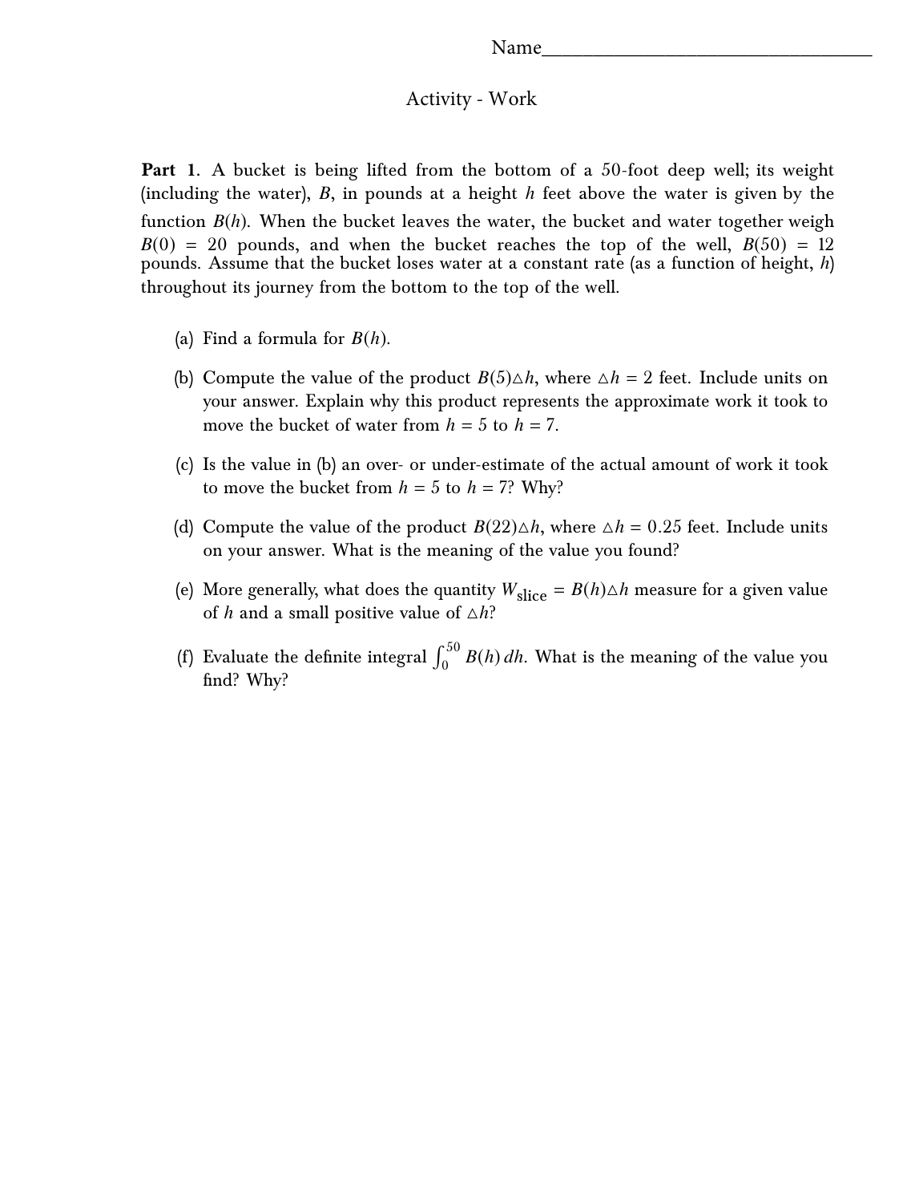Name____________________________

# Activity - Work

**Part 1**. A bucket is being lifted from the bottom of a 50-foot deep well; its weight (including the water), $B$, in pounds at a height $h$ feet above the water is given by the function $B(h)$. When the bucket leaves the water, the bucket and water together weigh $B(0) = 20$ pounds, and when the bucket reaches the top of the well, $B(50) = 12$ pounds. Assume that the bucket loses water at a constant rate (as a function of height, $h$) throughout its journey from the bottom to the top of the well.

(a) Find a formula for $B(h)$.

(b) Compute the value of the product $B(5)\triangle h$, where $\triangle h = 2$ feet. Include units on your answer. Explain why this product represents the approximate work it took to move the bucket of water from $h = 5$ to $h = 7$.

(c) Is the value in (b) an over- or under-estimate of the actual amount of work it took to move the bucket from $h = 5$ to $h = 7$? Why?

(d) Compute the value of the product $B(22)\triangle h$, where $\triangle h = 0.25$ feet. Include units on your answer. What is the meaning of the value you found?

(e) More generally, what does the quantity $W_{\text{slice}} = B(h)\triangle h$ measure for a given value of $h$ and a small positive value of $\triangle h$?

(f) Evaluate the definite integral $\int_0^{50} B(h)\,dh$. What is the meaning of the value you find? Why?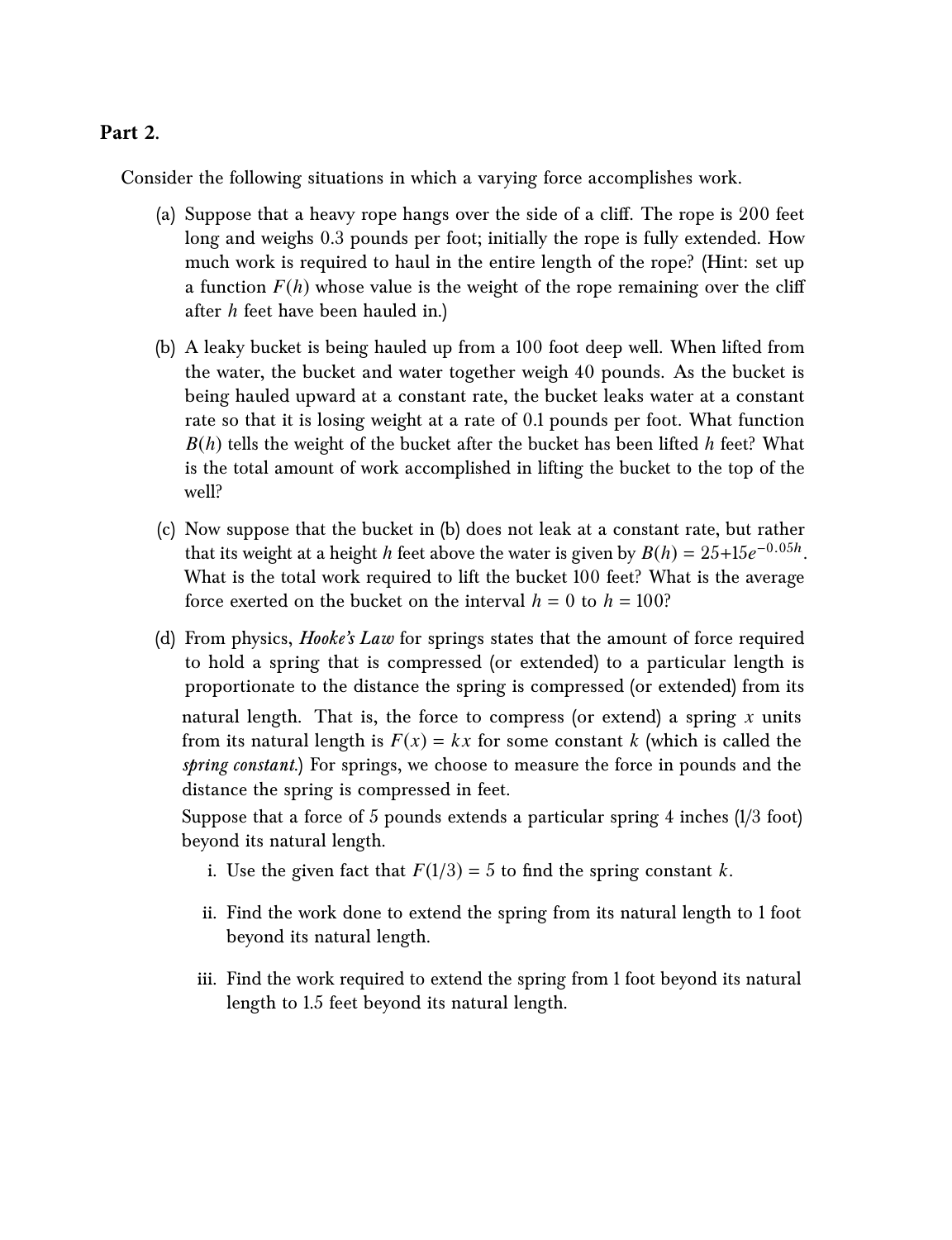**Part 2.**

Consider the following situations in which a varying force accomplishes work.

(a) Suppose that a heavy rope hangs over the side of a cliff. The rope is 200 feet long and weighs 0.3 pounds per foot; initially the rope is fully extended. How much work is required to haul in the entire length of the rope? (Hint: set up a function $F(h)$ whose value is the weight of the rope remaining over the cliff after $h$ feet have been hauled in.)

(b) A leaky bucket is being hauled up from a 100 foot deep well. When lifted from the water, the bucket and water together weigh 40 pounds. As the bucket is being hauled upward at a constant rate, the bucket leaks water at a constant rate so that it is losing weight at a rate of 0.1 pounds per foot. What function $B(h)$ tells the weight of the bucket after the bucket has been lifted $h$ feet? What is the total amount of work accomplished in lifting the bucket to the top of the well?

(c) Now suppose that the bucket in (b) does not leak at a constant rate, but rather that its weight at a height $h$ feet above the water is given by $B(h) = 25+15e^{-0.05h}$. What is the total work required to lift the bucket 100 feet? What is the average force exerted on the bucket on the interval $h = 0$ to $h = 100$?

(d) From physics, *Hooke's Law* for springs states that the amount of force required to hold a spring that is compressed (or extended) to a particular length is proportionate to the distance the spring is compressed (or extended) from its natural length. That is, the force to compress (or extend) a spring $x$ units from its natural length is $F(x) = kx$ for some constant $k$ (which is called the *spring constant*.) For springs, we choose to measure the force in pounds and the distance the spring is compressed in feet.

Suppose that a force of 5 pounds extends a particular spring 4 inches (1/3 foot) beyond its natural length.

i. Use the given fact that $F(1/3) = 5$ to find the spring constant $k$.

ii. Find the work done to extend the spring from its natural length to 1 foot beyond its natural length.

iii. Find the work required to extend the spring from 1 foot beyond its natural length to 1.5 feet beyond its natural length.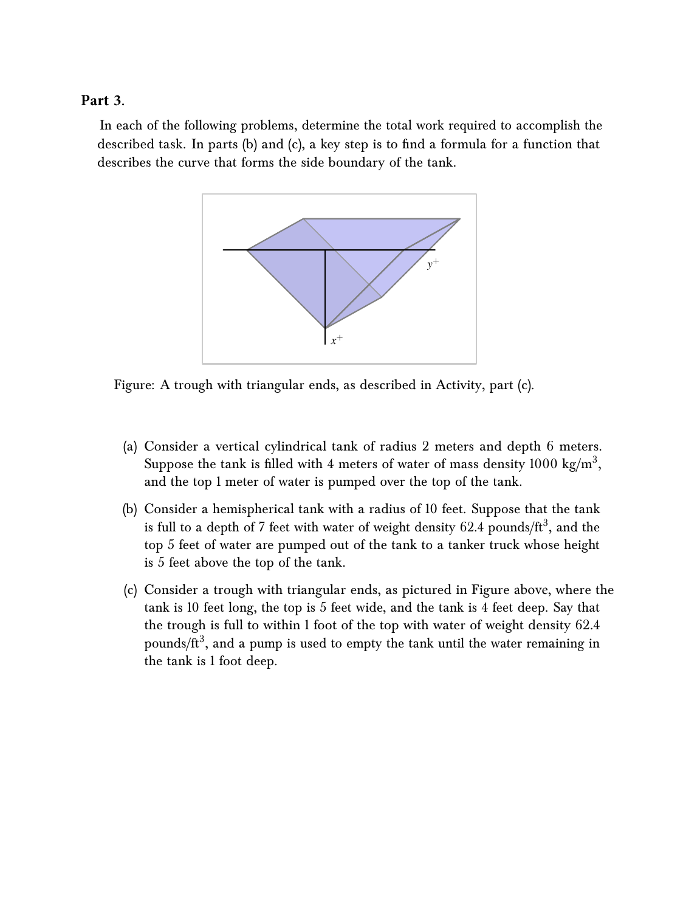**Part 3.**

In each of the following problems, determine the total work required to accomplish the described task. In parts (b) and (c), a key step is to find a formula for a function that describes the curve that forms the side boundary of the tank.

$y^+$

$x^+$

Figure: A trough with triangular ends, as described in Activity, part (c).

(a) Consider a vertical cylindrical tank of radius 2 meters and depth 6 meters. Suppose the tank is filled with 4 meters of water of mass density 1000 $\text{kg/m}^3$, and the top 1 meter of water is pumped over the top of the tank.

(b) Consider a hemispherical tank with a radius of 10 feet. Suppose that the tank is full to a depth of 7 feet with water of weight density 62.4 $\text{pounds/ft}^3$, and the top 5 feet of water are pumped out of the tank to a tanker truck whose height is 5 feet above the top of the tank.

(c) Consider a trough with triangular ends, as pictured in Figure above, where the tank is 10 feet long, the top is 5 feet wide, and the tank is 4 feet deep. Say that the trough is full to within 1 foot of the top with water of weight density 62.4 $\text{pounds/ft}^3$, and a pump is used to empty the tank until the water remaining in the tank is 1 foot deep.